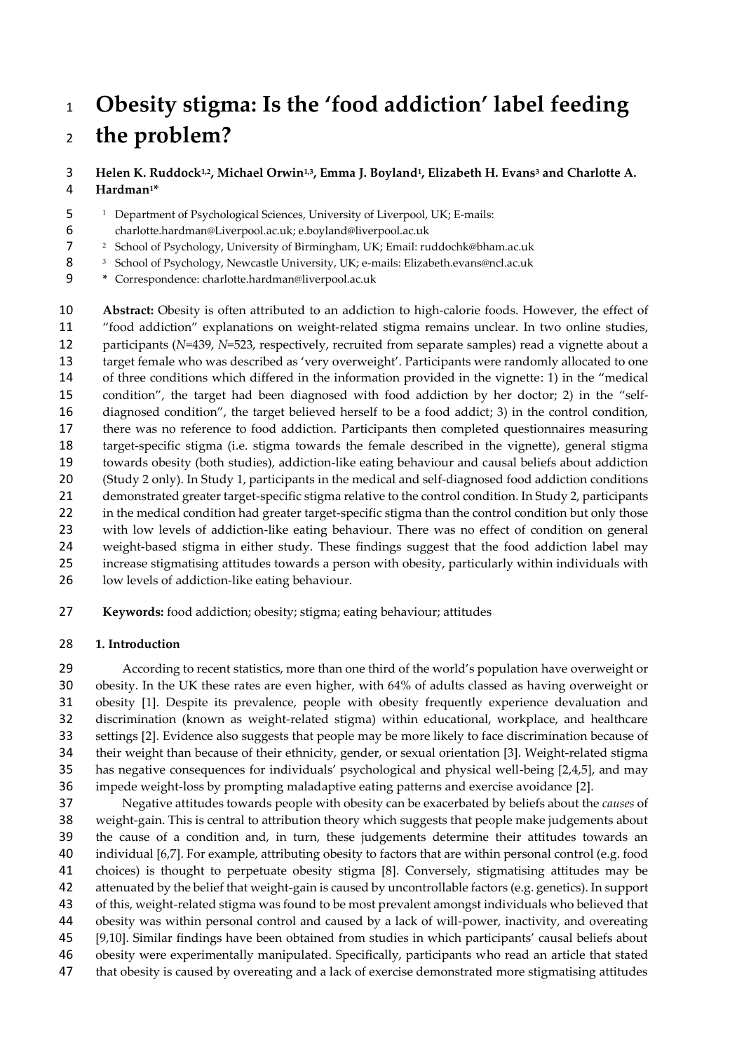# Obesity stigma: Is the 'food addiction' label feeding the problem?

**Helen K. Ruddock[1,2], Michael Orwin[1,3], Emma J. Boyland[1], Elizabeth H. Evans[3] and Charlotte A. Hardman[1]***

[1] Department of Psychological Sciences, University of Liverpool, UK; E-mails: charlotte.hardman@Liverpool.ac.uk; e.boyland@liverpool.ac.uk

[2] School of Psychology, University of Birmingham, UK; Email: ruddochk@bham.ac.uk

[3] School of Psychology, Newcastle University, UK; e-mails: Elizabeth.evans@ncl.ac.uk

\* Correspondence: charlotte.hardman@liverpool.ac.uk

**Abstract:** Obesity is often attributed to an addiction to high-calorie foods. However, the effect of "food addiction" explanations on weight-related stigma remains unclear. In two online studies, participants (*N*=439, *N*=523, respectively, recruited from separate samples) read a vignette about a target female who was described as 'very overweight'. Participants were randomly allocated to one of three conditions which differed in the information provided in the vignette: 1) in the "medical condition", the target had been diagnosed with food addiction by her doctor; 2) in the "self-diagnosed condition", the target believed herself to be a food addict; 3) in the control condition, there was no reference to food addiction. Participants then completed questionnaires measuring target-specific stigma (i.e. stigma towards the female described in the vignette), general stigma towards obesity (both studies), addiction-like eating behaviour and causal beliefs about addiction (Study 2 only). In Study 1, participants in the medical and self-diagnosed food addiction conditions demonstrated greater target-specific stigma relative to the control condition. In Study 2, participants in the medical condition had greater target-specific stigma than the control condition but only those with low levels of addiction-like eating behaviour. There was no effect of condition on general weight-based stigma in either study. These findings suggest that the food addiction label may increase stigmatising attitudes towards a person with obesity, particularly within individuals with low levels of addiction-like eating behaviour.

**Keywords:** food addiction; obesity; stigma; eating behaviour; attitudes

## 1. Introduction

According to recent statistics, more than one third of the world's population have overweight or obesity. In the UK these rates are even higher, with 64% of adults classed as having overweight or obesity [1]. Despite its prevalence, people with obesity frequently experience devaluation and discrimination (known as weight-related stigma) within educational, workplace, and healthcare settings [2]. Evidence also suggests that people may be more likely to face discrimination because of their weight than because of their ethnicity, gender, or sexual orientation [3]. Weight-related stigma has negative consequences for individuals' psychological and physical well-being [2,4,5], and may impede weight-loss by prompting maladaptive eating patterns and exercise avoidance [2].

Negative attitudes towards people with obesity can be exacerbated by beliefs about the *causes* of weight-gain. This is central to attribution theory which suggests that people make judgements about the cause of a condition and, in turn, these judgements determine their attitudes towards an individual [6,7]. For example, attributing obesity to factors that are within personal control (e.g. food choices) is thought to perpetuate obesity stigma [8]. Conversely, stigmatising attitudes may be attenuated by the belief that weight-gain is caused by uncontrollable factors (e.g. genetics). In support of this, weight-related stigma was found to be most prevalent amongst individuals who believed that obesity was within personal control and caused by a lack of will-power, inactivity, and overeating [9,10]. Similar findings have been obtained from studies in which participants' causal beliefs about obesity were experimentally manipulated. Specifically, participants who read an article that stated that obesity is caused by overeating and a lack of exercise demonstrated more stigmatising attitudes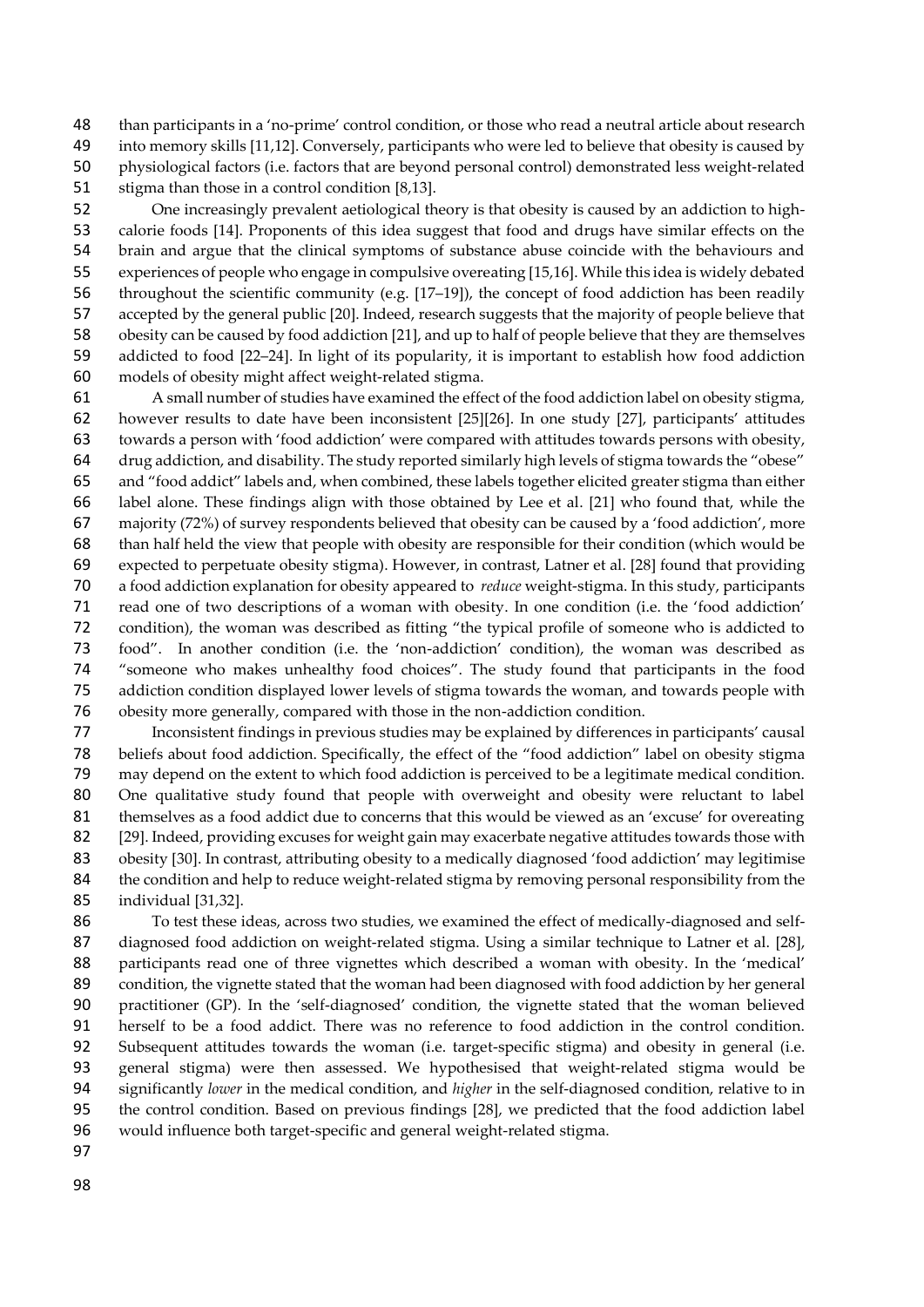than participants in a 'no-prime' control condition, or those who read a neutral article about research into memory skills [11,12]. Conversely, participants who were led to believe that obesity is caused by physiological factors (i.e. factors that are beyond personal control) demonstrated less weight-related stigma than those in a control condition [8,13].

One increasingly prevalent aetiological theory is that obesity is caused by an addiction to high-calorie foods [14]. Proponents of this idea suggest that food and drugs have similar effects on the brain and argue that the clinical symptoms of substance abuse coincide with the behaviours and experiences of people who engage in compulsive overeating [15,16]. While this idea is widely debated throughout the scientific community (e.g. [17–19]), the concept of food addiction has been readily accepted by the general public [20]. Indeed, research suggests that the majority of people believe that obesity can be caused by food addiction [21], and up to half of people believe that they are themselves addicted to food [22–24]. In light of its popularity, it is important to establish how food addiction models of obesity might affect weight-related stigma.

A small number of studies have examined the effect of the food addiction label on obesity stigma, however results to date have been inconsistent [25][26]. In one study [27], participants' attitudes towards a person with 'food addiction' were compared with attitudes towards persons with obesity, drug addiction, and disability. The study reported similarly high levels of stigma towards the "obese" and "food addict" labels and, when combined, these labels together elicited greater stigma than either label alone. These findings align with those obtained by Lee et al. [21] who found that, while the majority (72%) of survey respondents believed that obesity can be caused by a 'food addiction', more than half held the view that people with obesity are responsible for their condition (which would be expected to perpetuate obesity stigma). However, in contrast, Latner et al. [28] found that providing a food addiction explanation for obesity appeared to *reduce* weight-stigma. In this study, participants read one of two descriptions of a woman with obesity. In one condition (i.e. the 'food addiction' condition), the woman was described as fitting "the typical profile of someone who is addicted to food". In another condition (i.e. the 'non-addiction' condition), the woman was described as "someone who makes unhealthy food choices". The study found that participants in the food addiction condition displayed lower levels of stigma towards the woman, and towards people with obesity more generally, compared with those in the non-addiction condition.

Inconsistent findings in previous studies may be explained by differences in participants' causal beliefs about food addiction. Specifically, the effect of the "food addiction" label on obesity stigma may depend on the extent to which food addiction is perceived to be a legitimate medical condition. One qualitative study found that people with overweight and obesity were reluctant to label themselves as a food addict due to concerns that this would be viewed as an 'excuse' for overeating [29]. Indeed, providing excuses for weight gain may exacerbate negative attitudes towards those with obesity [30]. In contrast, attributing obesity to a medically diagnosed 'food addiction' may legitimise the condition and help to reduce weight-related stigma by removing personal responsibility from the individual [31,32].

To test these ideas, across two studies, we examined the effect of medically-diagnosed and self-diagnosed food addiction on weight-related stigma. Using a similar technique to Latner et al. [28], participants read one of three vignettes which described a woman with obesity. In the 'medical' condition, the vignette stated that the woman had been diagnosed with food addiction by her general practitioner (GP). In the 'self-diagnosed' condition, the vignette stated that the woman believed herself to be a food addict. There was no reference to food addiction in the control condition. Subsequent attitudes towards the woman (i.e. target-specific stigma) and obesity in general (i.e. general stigma) were then assessed. We hypothesised that weight-related stigma would be significantly *lower* in the medical condition, and *higher* in the self-diagnosed condition, relative to in the control condition. Based on previous findings [28], we predicted that the food addiction label would influence both target-specific and general weight-related stigma.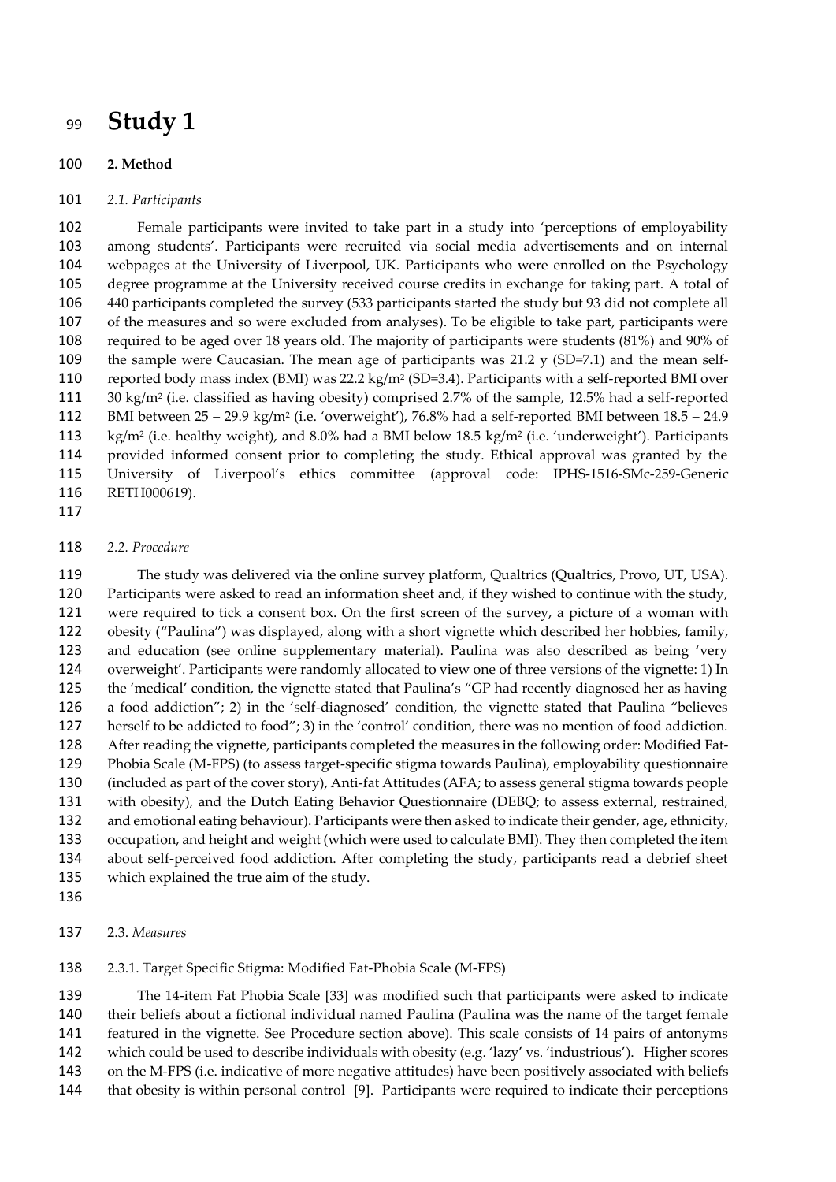# Study 1

## 2. Method

### *2.1. Participants*

Female participants were invited to take part in a study into 'perceptions of employability among students'. Participants were recruited via social media advertisements and on internal webpages at the University of Liverpool, UK. Participants who were enrolled on the Psychology degree programme at the University received course credits in exchange for taking part. A total of 440 participants completed the survey (533 participants started the study but 93 did not complete all of the measures and so were excluded from analyses). To be eligible to take part, participants were required to be aged over 18 years old. The majority of participants were students (81%) and 90% of the sample were Caucasian. The mean age of participants was 21.2 y (SD=7.1) and the mean self-reported body mass index (BMI) was 22.2 kg/m$^2$ (SD=3.4). Participants with a self-reported BMI over 30 kg/m$^2$ (i.e. classified as having obesity) comprised 2.7% of the sample, 12.5% had a self-reported BMI between 25 – 29.9 kg/m$^2$ (i.e. 'overweight'), 76.8% had a self-reported BMI between 18.5 – 24.9 kg/m$^2$ (i.e. healthy weight), and 8.0% had a BMI below 18.5 kg/m$^2$ (i.e. 'underweight'). Participants provided informed consent prior to completing the study. Ethical approval was granted by the University of Liverpool's ethics committee (approval code: IPHS-1516-SMc-259-Generic RETH000619).

### *2.2. Procedure*

The study was delivered via the online survey platform, Qualtrics (Qualtrics, Provo, UT, USA). Participants were asked to read an information sheet and, if they wished to continue with the study, were required to tick a consent box. On the first screen of the survey, a picture of a woman with obesity ("Paulina") was displayed, along with a short vignette which described her hobbies, family, and education (see online supplementary material). Paulina was also described as being 'very overweight'. Participants were randomly allocated to view one of three versions of the vignette: 1) In the 'medical' condition, the vignette stated that Paulina's "GP had recently diagnosed her as having a food addiction"; 2) in the 'self-diagnosed' condition, the vignette stated that Paulina "believes herself to be addicted to food"; 3) in the 'control' condition, there was no mention of food addiction. After reading the vignette, participants completed the measures in the following order: Modified Fat-Phobia Scale (M-FPS) (to assess target-specific stigma towards Paulina), employability questionnaire (included as part of the cover story), Anti-fat Attitudes (AFA; to assess general stigma towards people with obesity), and the Dutch Eating Behavior Questionnaire (DEBQ; to assess external, restrained, and emotional eating behaviour). Participants were then asked to indicate their gender, age, ethnicity, occupation, and height and weight (which were used to calculate BMI). They then completed the item about self-perceived food addiction. After completing the study, participants read a debrief sheet which explained the true aim of the study.

### 2.3. *Measures*

#### 2.3.1. Target Specific Stigma: Modified Fat-Phobia Scale (M-FPS)

The 14-item Fat Phobia Scale [33] was modified such that participants were asked to indicate their beliefs about a fictional individual named Paulina (Paulina was the name of the target female featured in the vignette. See Procedure section above). This scale consists of 14 pairs of antonyms which could be used to describe individuals with obesity (e.g. 'lazy' vs. 'industrious'). Higher scores on the M-FPS (i.e. indicative of more negative attitudes) have been positively associated with beliefs that obesity is within personal control [9]. Participants were required to indicate their perceptions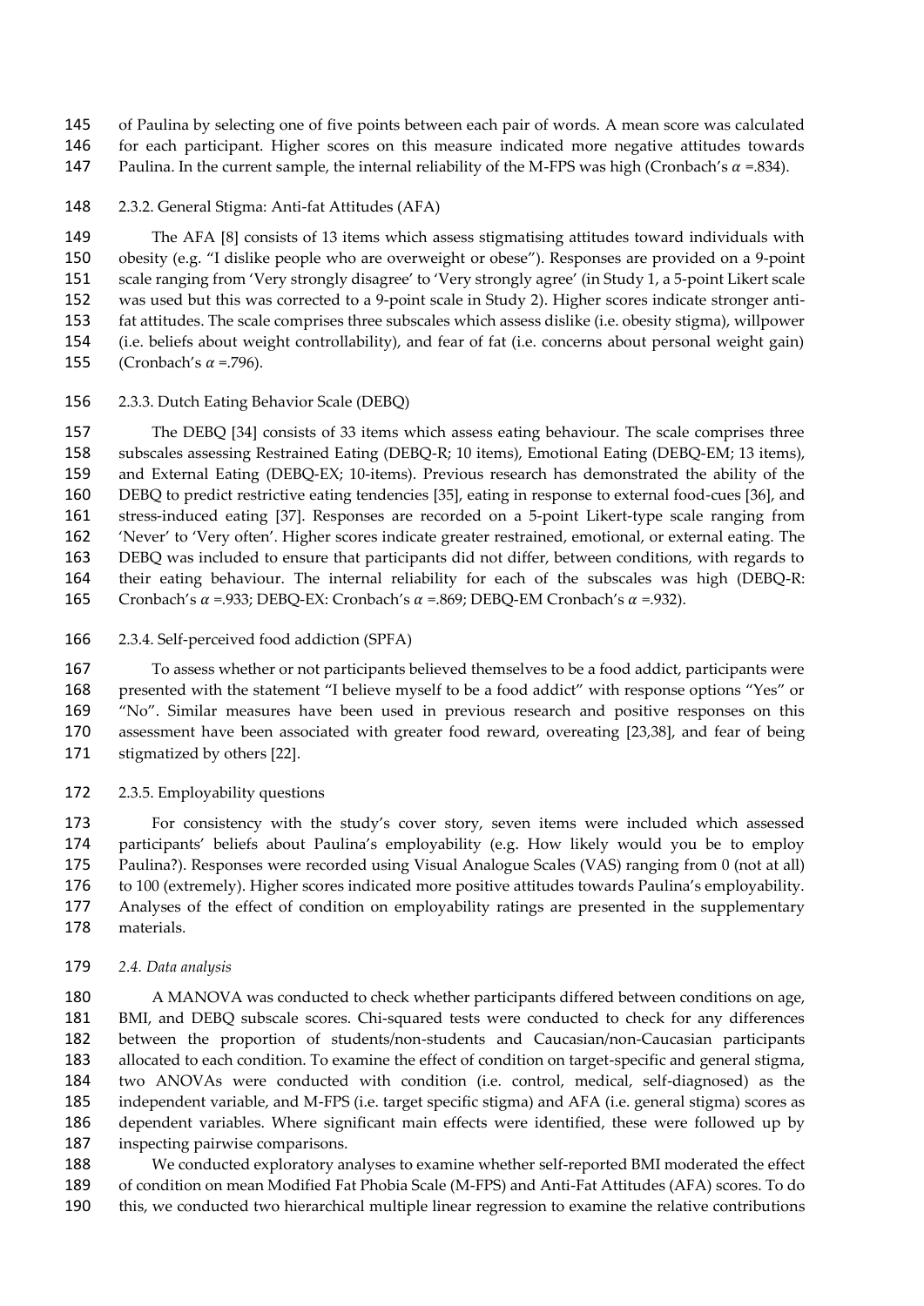of Paulina by selecting one of five points between each pair of words. A mean score was calculated for each participant. Higher scores on this measure indicated more negative attitudes towards Paulina. In the current sample, the internal reliability of the M-FPS was high (Cronbach's $\alpha$ =.834).

#### 2.3.2. General Stigma: Anti-fat Attitudes (AFA)

The AFA [8] consists of 13 items which assess stigmatising attitudes toward individuals with obesity (e.g. "I dislike people who are overweight or obese"). Responses are provided on a 9-point scale ranging from 'Very strongly disagree' to 'Very strongly agree' (in Study 1, a 5-point Likert scale was used but this was corrected to a 9-point scale in Study 2). Higher scores indicate stronger anti-fat attitudes. The scale comprises three subscales which assess dislike (i.e. obesity stigma), willpower (i.e. beliefs about weight controllability), and fear of fat (i.e. concerns about personal weight gain) (Cronbach's $\alpha$ =.796).

#### 2.3.3. Dutch Eating Behavior Scale (DEBQ)

The DEBQ [34] consists of 33 items which assess eating behaviour. The scale comprises three subscales assessing Restrained Eating (DEBQ-R; 10 items), Emotional Eating (DEBQ-EM; 13 items), and External Eating (DEBQ-EX; 10-items). Previous research has demonstrated the ability of the DEBQ to predict restrictive eating tendencies [35], eating in response to external food-cues [36], and stress-induced eating [37]. Responses are recorded on a 5-point Likert-type scale ranging from 'Never' to 'Very often'. Higher scores indicate greater restrained, emotional, or external eating. The DEBQ was included to ensure that participants did not differ, between conditions, with regards to their eating behaviour. The internal reliability for each of the subscales was high (DEBQ-R: Cronbach's $\alpha$ =.933; DEBQ-EX: Cronbach's $\alpha$ =.869; DEBQ-EM Cronbach's $\alpha$ =.932).

#### 2.3.4. Self-perceived food addiction (SPFA)

To assess whether or not participants believed themselves to be a food addict, participants were presented with the statement "I believe myself to be a food addict" with response options "Yes" or "No". Similar measures have been used in previous research and positive responses on this assessment have been associated with greater food reward, overeating [23,38], and fear of being stigmatized by others [22].

#### 2.3.5. Employability questions

For consistency with the study's cover story, seven items were included which assessed participants' beliefs about Paulina's employability (e.g. How likely would you be to employ Paulina?). Responses were recorded using Visual Analogue Scales (VAS) ranging from 0 (not at all) to 100 (extremely). Higher scores indicated more positive attitudes towards Paulina's employability. Analyses of the effect of condition on employability ratings are presented in the supplementary materials.

### *2.4. Data analysis*

A MANOVA was conducted to check whether participants differed between conditions on age, BMI, and DEBQ subscale scores. Chi-squared tests were conducted to check for any differences between the proportion of students/non-students and Caucasian/non-Caucasian participants allocated to each condition. To examine the effect of condition on target-specific and general stigma, two ANOVAs were conducted with condition (i.e. control, medical, self-diagnosed) as the independent variable, and M-FPS (i.e. target specific stigma) and AFA (i.e. general stigma) scores as dependent variables. Where significant main effects were identified, these were followed up by inspecting pairwise comparisons.

We conducted exploratory analyses to examine whether self-reported BMI moderated the effect of condition on mean Modified Fat Phobia Scale (M-FPS) and Anti-Fat Attitudes (AFA) scores. To do this, we conducted two hierarchical multiple linear regression to examine the relative contributions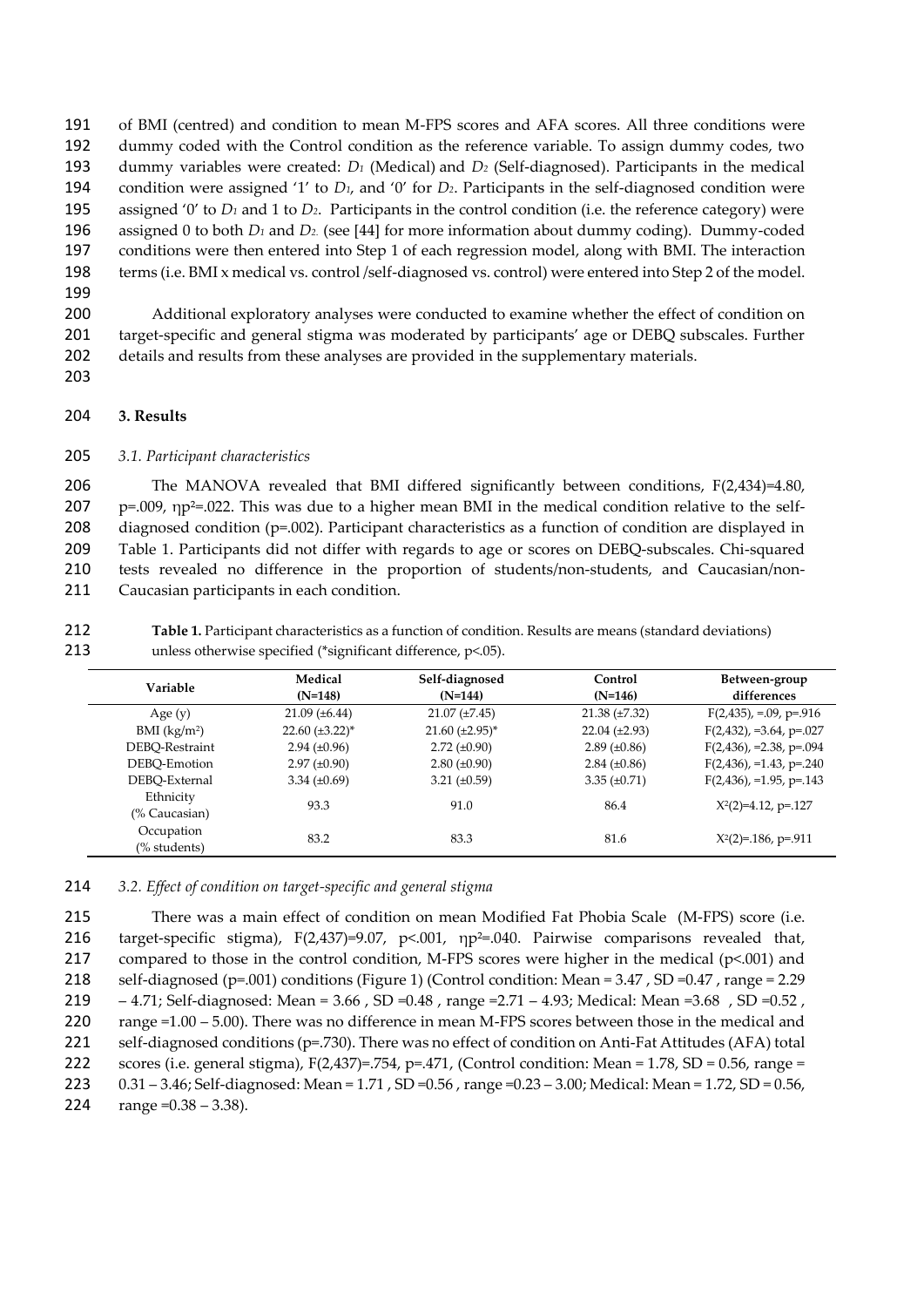of BMI (centred) and condition to mean M-FPS scores and AFA scores. All three conditions were dummy coded with the Control condition as the reference variable. To assign dummy codes, two dummy variables were created: $D_1$ (Medical) and $D_2$ (Self-diagnosed). Participants in the medical condition were assigned '1' to $D_1$, and '0' for $D_2$. Participants in the self-diagnosed condition were assigned '0' to $D_1$ and 1 to $D_2$. Participants in the control condition (i.e. the reference category) were assigned 0 to both $D_1$ and $D_2$. (see [44] for more information about dummy coding). Dummy-coded conditions were then entered into Step 1 of each regression model, along with BMI. The interaction terms (i.e. BMI x medical vs. control /self-diagnosed vs. control) were entered into Step 2 of the model.

Additional exploratory analyses were conducted to examine whether the effect of condition on target-specific and general stigma was moderated by participants' age or DEBQ subscales. Further details and results from these analyses are provided in the supplementary materials.

## 3. Results

### *3.1. Participant characteristics*

The MANOVA revealed that BMI differed significantly between conditions, $F(2,434)=4.80$, $p=.009$, $\eta p^2=.022$. This was due to a higher mean BMI in the medical condition relative to the self-diagnosed condition ($p=.002$). Participant characteristics as a function of condition are displayed in Table 1. Participants did not differ with regards to age or scores on DEBQ-subscales. Chi-squared tests revealed no difference in the proportion of students/non-students, and Caucasian/non-Caucasian participants in each condition.

**Table 1.** Participant characteristics as a function of condition. Results are means (standard deviations) unless otherwise specified (*significant difference, p<.05).

| Variable | Medical (N=148) | Self-diagnosed (N=144) | Control (N=146) | Between-group differences |
|---|---|---|---|---|
| Age (y) | 21.09 (±6.44) | 21.07 (±7.45) | 21.38 (±7.32) | $F(2,435)$, =.09, p=.916 |
| BMI (kg/m$^2$) | 22.60 (±3.22)* | 21.60 (±2.95)* | 22.04 (±2.93) | $F(2,432)$, =3.64, p=.027 |
| DEBQ-Restraint | 2.94 (±0.96) | 2.72 (±0.90) | 2.89 (±0.86) | $F(2,436)$, =2.38, p=.094 |
| DEBQ-Emotion | 2.97 (±0.90) | 2.80 (±0.90) | 2.84 (±0.86) | $F(2,436)$, =1.43, p=.240 |
| DEBQ-External | 3.34 (±0.69) | 3.21 (±0.59) | 3.35 (±0.71) | $F(2,436)$, =1.95, p=.143 |
| Ethnicity (% Caucasian) | 93.3 | 91.0 | 86.4 | $X^2(2)=4.12$, p=.127 |
| Occupation (% students) | 83.2 | 83.3 | 81.6 | $X^2(2)=.186$, p=.911 |

### *3.2. Effect of condition on target-specific and general stigma*

There was a main effect of condition on mean Modified Fat Phobia Scale (M-FPS) score (i.e. target-specific stigma), $F(2,437)=9.07$, $p<.001$, $\eta p^2=.040$. Pairwise comparisons revealed that, compared to those in the control condition, M-FPS scores were higher in the medical ($p<.001$) and self-diagnosed ($p=.001$) conditions (Figure 1) (Control condition: Mean = 3.47 , SD =0.47 , range = 2.29 – 4.71; Self-diagnosed: Mean = 3.66 , SD =0.48 , range =2.71 – 4.93; Medical: Mean =3.68 , SD =0.52 , range =1.00 – 5.00). There was no difference in mean M-FPS scores between those in the medical and self-diagnosed conditions ($p=.730$). There was no effect of condition on Anti-Fat Attitudes (AFA) total scores (i.e. general stigma), $F(2,437)=.754$, $p=.471$, (Control condition: Mean = 1.78, SD = 0.56, range = 0.31 – 3.46; Self-diagnosed: Mean = 1.71 , SD =0.56 , range =0.23 – 3.00; Medical: Mean = 1.72, SD = 0.56, range =0.38 – 3.38).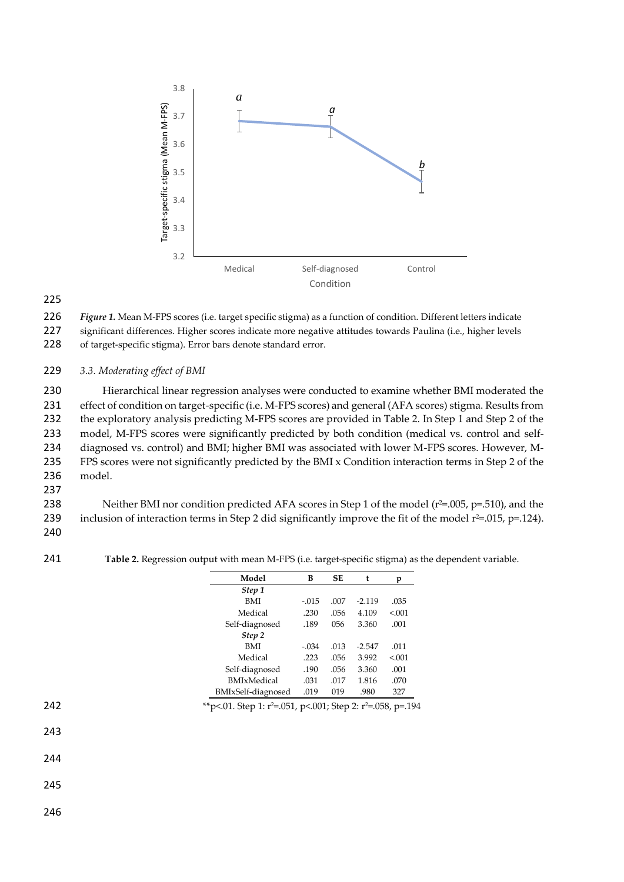*Figure 1.* Mean M-FPS scores (i.e. target specific stigma) as a function of condition. Different letters indicate significant differences. Higher scores indicate more negative attitudes towards Paulina (i.e., higher levels of target-specific stigma). Error bars denote standard error.

### *3.3. Moderating effect of BMI*

Hierarchical linear regression analyses were conducted to examine whether BMI moderated the effect of condition on target-specific (i.e. M-FPS scores) and general (AFA scores) stigma. Results from the exploratory analysis predicting M-FPS scores are provided in Table 2. In Step 1 and Step 2 of the model, M-FPS scores were significantly predicted by both condition (medical vs. control and self-diagnosed vs. control) and BMI; higher BMI was associated with lower M-FPS scores. However, M-FPS scores were not significantly predicted by the BMI x Condition interaction terms in Step 2 of the model.

Neither BMI nor condition predicted AFA scores in Step 1 of the model ($r^2$=.005, p=.510), and the inclusion of interaction terms in Step 2 did significantly improve the fit of the model $r^2$=.015, p=.124).

**Table 2.** Regression output with mean M-FPS (i.e. target-specific stigma) as the dependent variable.

| Model | B | SE | t | p |
|---|---|---|---|---|
| *Step 1* | | | | |
| BMI | -.015 | .007 | -2.119 | .035 |
| Medical | .230 | .056 | 4.109 | <.001 |
| Self-diagnosed | .189 | 056 | 3.360 | .001 |
| *Step 2* | | | | |
| BMI | -.034 | .013 | -2.547 | .011 |
| Medical | .223 | .056 | 3.992 | <.001 |
| Self-diagnosed | .190 | .056 | 3.360 | .001 |
| BMIxMedical | .031 | .017 | 1.816 | .070 |
| BMIxSelf-diagnosed | .019 | 019 | .980 | 327 |

**p<.01. Step 1: $r^2$=.051, p<.001; Step 2: $r^2$=.058, p=.194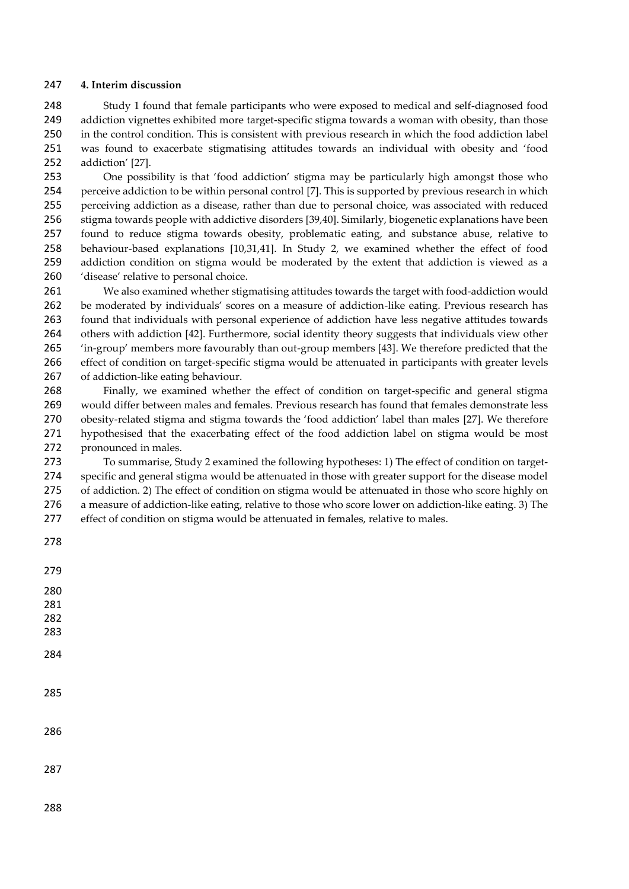## 4. Interim discussion

Study 1 found that female participants who were exposed to medical and self-diagnosed food addiction vignettes exhibited more target-specific stigma towards a woman with obesity, than those in the control condition. This is consistent with previous research in which the food addiction label was found to exacerbate stigmatising attitudes towards an individual with obesity and 'food addiction' [27].

One possibility is that 'food addiction' stigma may be particularly high amongst those who perceive addiction to be within personal control [7]. This is supported by previous research in which perceiving addiction as a disease, rather than due to personal choice, was associated with reduced stigma towards people with addictive disorders [39,40]. Similarly, biogenetic explanations have been found to reduce stigma towards obesity, problematic eating, and substance abuse, relative to behaviour-based explanations [10,31,41]. In Study 2, we examined whether the effect of food addiction condition on stigma would be moderated by the extent that addiction is viewed as a 'disease' relative to personal choice.

We also examined whether stigmatising attitudes towards the target with food-addiction would be moderated by individuals' scores on a measure of addiction-like eating. Previous research has found that individuals with personal experience of addiction have less negative attitudes towards others with addiction [42]. Furthermore, social identity theory suggests that individuals view other 'in-group' members more favourably than out-group members [43]. We therefore predicted that the effect of condition on target-specific stigma would be attenuated in participants with greater levels of addiction-like eating behaviour.

Finally, we examined whether the effect of condition on target-specific and general stigma would differ between males and females. Previous research has found that females demonstrate less obesity-related stigma and stigma towards the 'food addiction' label than males [27]. We therefore hypothesised that the exacerbating effect of the food addiction label on stigma would be most pronounced in males.

To summarise, Study 2 examined the following hypotheses: 1) The effect of condition on target-specific and general stigma would be attenuated in those with greater support for the disease model of addiction. 2) The effect of condition on stigma would be attenuated in those who score highly on a measure of addiction-like eating, relative to those who score lower on addiction-like eating. 3) The effect of condition on stigma would be attenuated in females, relative to males.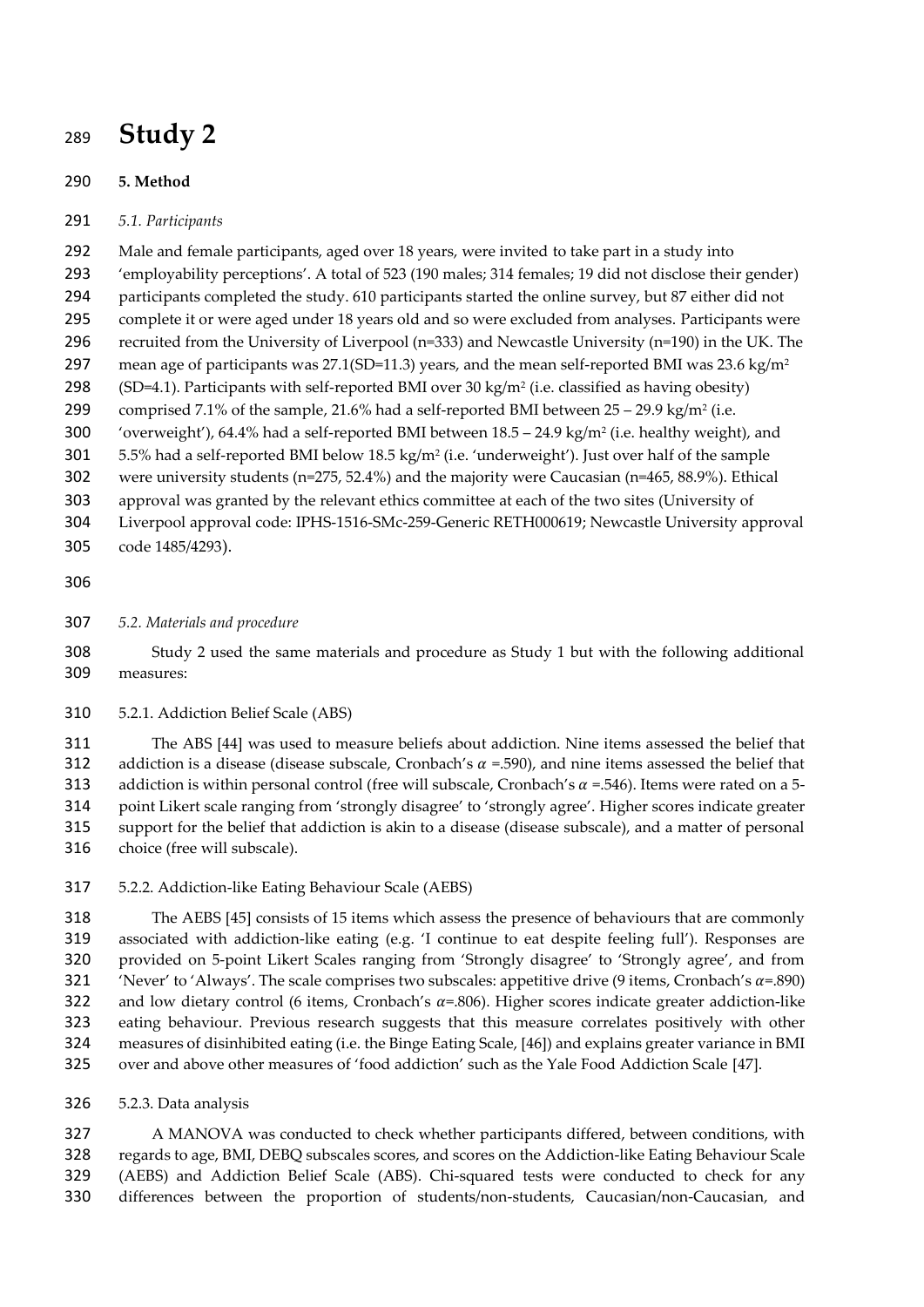# Study 2

## 5. Method

### *5.1. Participants*

Male and female participants, aged over 18 years, were invited to take part in a study into 'employability perceptions'. A total of 523 (190 males; 314 females; 19 did not disclose their gender) participants completed the study. 610 participants started the online survey, but 87 either did not complete it or were aged under 18 years old and so were excluded from analyses. Participants were recruited from the University of Liverpool (n=333) and Newcastle University (n=190) in the UK. The mean age of participants was 27.1(SD=11.3) years, and the mean self-reported BMI was 23.6 kg/m$^2$ (SD=4.1). Participants with self-reported BMI over 30 kg/m$^2$ (i.e. classified as having obesity) comprised 7.1% of the sample, 21.6% had a self-reported BMI between 25 – 29.9 kg/m$^2$ (i.e. 'overweight'), 64.4% had a self-reported BMI between 18.5 – 24.9 kg/m$^2$ (i.e. healthy weight), and 5.5% had a self-reported BMI below 18.5 kg/m$^2$ (i.e. 'underweight'). Just over half of the sample were university students (n=275, 52.4%) and the majority were Caucasian (n=465, 88.9%). Ethical approval was granted by the relevant ethics committee at each of the two sites (University of Liverpool approval code: IPHS-1516-SMc-259-Generic RETH000619; Newcastle University approval code 1485/4293).

### *5.2. Materials and procedure*

Study 2 used the same materials and procedure as Study 1 but with the following additional measures:

#### 5.2.1. Addiction Belief Scale (ABS)

The ABS [44] was used to measure beliefs about addiction. Nine items assessed the belief that addiction is a disease (disease subscale, Cronbach's $\alpha$ =.590), and nine items assessed the belief that addiction is within personal control (free will subscale, Cronbach's $\alpha$ =.546). Items were rated on a 5-point Likert scale ranging from 'strongly disagree' to 'strongly agree'. Higher scores indicate greater support for the belief that addiction is akin to a disease (disease subscale), and a matter of personal choice (free will subscale).

#### 5.2.2. Addiction-like Eating Behaviour Scale (AEBS)

The AEBS [45] consists of 15 items which assess the presence of behaviours that are commonly associated with addiction-like eating (e.g. 'I continue to eat despite feeling full'). Responses are provided on 5-point Likert Scales ranging from 'Strongly disagree' to 'Strongly agree', and from 'Never' to 'Always'. The scale comprises two subscales: appetitive drive (9 items, Cronbach's $\alpha$=.890) and low dietary control (6 items, Cronbach's $\alpha$=.806). Higher scores indicate greater addiction-like eating behaviour. Previous research suggests that this measure correlates positively with other measures of disinhibited eating (i.e. the Binge Eating Scale, [46]) and explains greater variance in BMI over and above other measures of 'food addiction' such as the Yale Food Addiction Scale [47].

#### 5.2.3. Data analysis

A MANOVA was conducted to check whether participants differed, between conditions, with regards to age, BMI, DEBQ subscales scores, and scores on the Addiction-like Eating Behaviour Scale (AEBS) and Addiction Belief Scale (ABS). Chi-squared tests were conducted to check for any differences between the proportion of students/non-students, Caucasian/non-Caucasian, and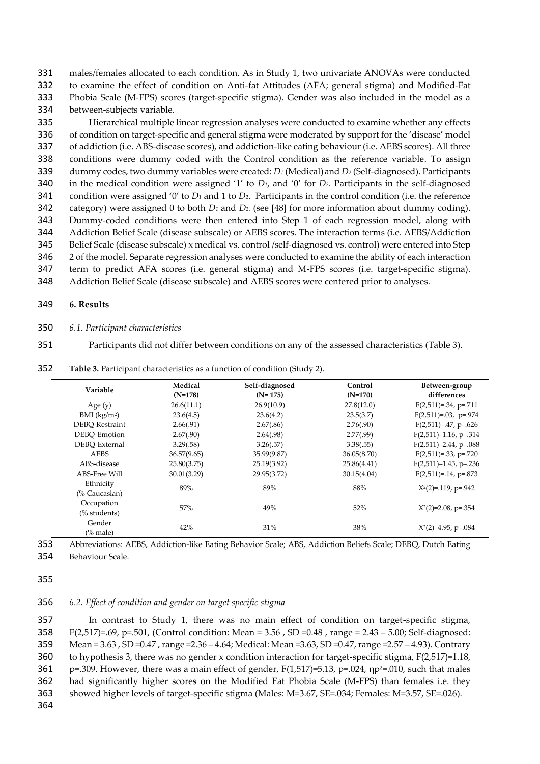males/females allocated to each condition. As in Study 1, two univariate ANOVAs were conducted to examine the effect of condition on Anti-fat Attitudes (AFA; general stigma) and Modified-Fat Phobia Scale (M-FPS) scores (target-specific stigma). Gender was also included in the model as a between-subjects variable.

Hierarchical multiple linear regression analyses were conducted to examine whether any effects of condition on target-specific and general stigma were moderated by support for the 'disease' model of addiction (i.e. ABS-disease scores), and addiction-like eating behaviour (i.e. AEBS scores). All three conditions were dummy coded with the Control condition as the reference variable. To assign dummy codes, two dummy variables were created: $D_1$ (Medical) and $D_2$ (Self-diagnosed). Participants in the medical condition were assigned '1' to $D_1$, and '0' for $D_2$. Participants in the self-diagnosed condition were assigned '0' to $D_1$ and 1 to $D_2$. Participants in the control condition (i.e. the reference category) were assigned 0 to both $D_1$ and $D_2$. (see [48] for more information about dummy coding). Dummy-coded conditions were then entered into Step 1 of each regression model, along with Addiction Belief Scale (disease subscale) or AEBS scores. The interaction terms (i.e. AEBS/Addiction Belief Scale (disease subscale) x medical vs. control /self-diagnosed vs. control) were entered into Step 2 of the model. Separate regression analyses were conducted to examine the ability of each interaction term to predict AFA scores (i.e. general stigma) and M-FPS scores (i.e. target-specific stigma). Addiction Belief Scale (disease subscale) and AEBS scores were centered prior to analyses.

## 6. Results

### *6.1. Participant characteristics*

Participants did not differ between conditions on any of the assessed characteristics (Table 3).

**Table 3.** Participant characteristics as a function of condition (Study 2).

| Variable | Medical (N=178) | Self-diagnosed (N= 175) | Control (N=170) | Between-group differences |
|---|---|---|---|---|
| Age (y) | 26.6(11.1) | 26.9(10.9) | 27.8(12.0) | $F(2,511)=.34$, $p=.711$ |
| BMI (kg/m²) | 23.6(4.5) | 23.6(4.2) | 23.5(3.7) | $F(2,511)=.03$, $p=.974$ |
| DEBQ-Restraint | 2.66(.91) | 2.67(.86) | 2.76(.90) | $F(2,511)=.47$, $p=.626$ |
| DEBQ-Emotion | 2.67(.90) | 2.64(.98) | 2.77(.99) | $F(2,511)=1.16$, $p=.314$ |
| DEBQ-External | 3.29(.58) | 3.26(.57) | 3.38(.55) | $F(2,511)=2.44$, $p=.088$ |
| AEBS | 36.57(9.65) | 35.99(9.87) | 36.05(8.70) | $F(2,511)=.33$, $p=.720$ |
| ABS-disease | 25.80(3.75) | 25.19(3.92) | 25.86(4.41) | $F(2,511)=1.45$, $p=.236$ |
| ABS-Free Will | 30.01(3.29) | 29.95(3.72) | 30.15(4.04) | $F(2,511)=.14$, $p=.873$ |
| Ethnicity (% Caucasian) | 89% | 89% | 88% | $X^2(2)=.119$, $p=.942$ |
| Occupation (% students) | 57% | 49% | 52% | $X^2(2)=2.08$, $p=.354$ |
| Gender (% male) | 42% | 31% | 38% | $X^2(2)=4.95$, $p=.084$ |

Abbreviations: AEBS, Addiction-like Eating Behavior Scale; ABS, Addiction Beliefs Scale; DEBQ, Dutch Eating Behaviour Scale.

### *6.2. Effect of condition and gender on target specific stigma*

In contrast to Study 1, there was no main effect of condition on target-specific stigma, $F(2,517)=.69$, $p=.501$, (Control condition: Mean = 3.56 , SD =0.48 , range = 2.43 – 5.00; Self-diagnosed: Mean = 3.63 , SD =0.47 , range =2.36 – 4.64; Medical: Mean =3.63, SD =0.47, range =2.57 – 4.93). Contrary to hypothesis 3, there was no gender x condition interaction for target-specific stigma, $F(2,517)=1.18$, $p=.309$. However, there was a main effect of gender, $F(1,517)=5.13$, $p=.024$, $\eta p^2=.010$, such that males had significantly higher scores on the Modified Fat Phobia Scale (M-FPS) than females i.e. they showed higher levels of target-specific stigma (Males: M=3.67, SE=.034; Females: M=3.57, SE=.026).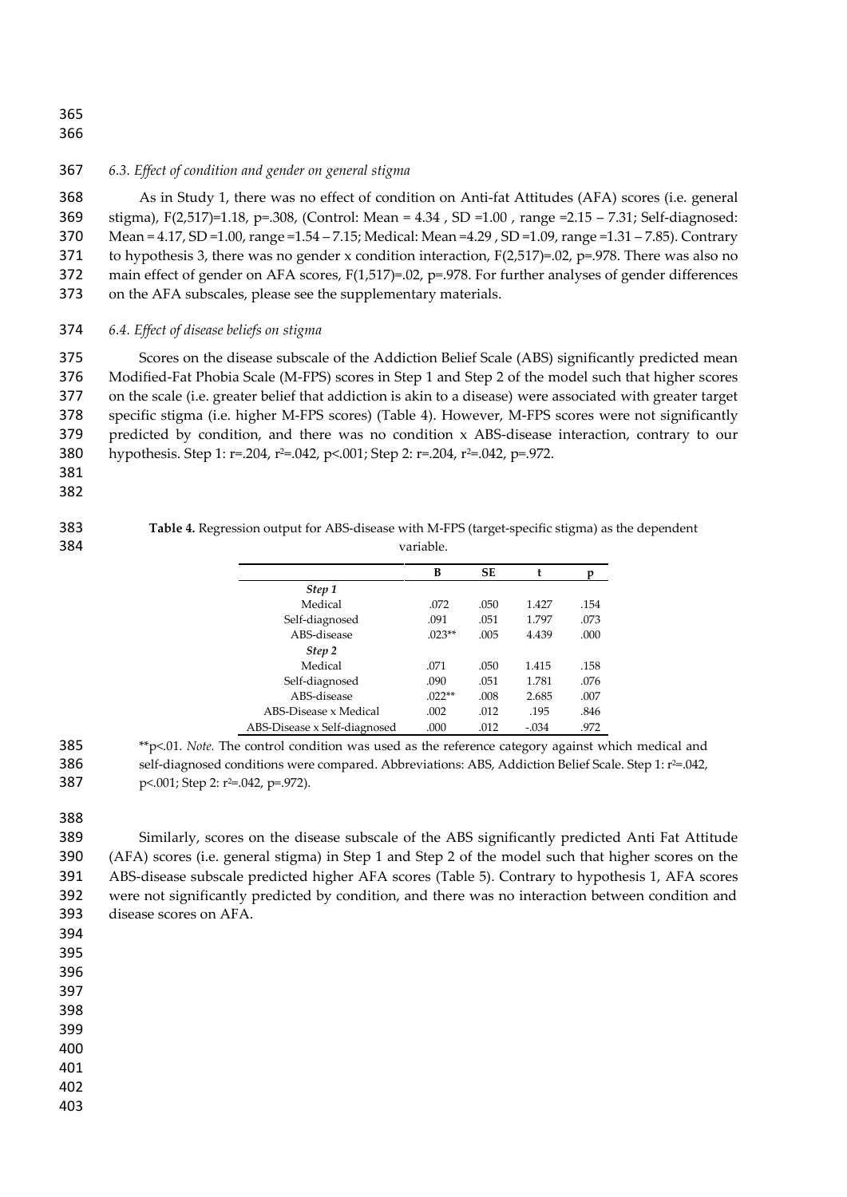### 6.3. Effect of condition and gender on general stigma

As in Study 1, there was no effect of condition on Anti-fat Attitudes (AFA) scores (i.e. general stigma), $F(2,517)=1.18$, $p=.308$, (Control: Mean = 4.34 , SD =1.00 , range =2.15 – 7.31; Self-diagnosed: Mean = 4.17, SD =1.00, range =1.54 – 7.15; Medical: Mean =4.29 , SD =1.09, range =1.31 – 7.85). Contrary to hypothesis 3, there was no gender x condition interaction, $F(2,517)=.02$, $p=.978$. There was also no main effect of gender on AFA scores, $F(1,517)=.02$, $p=.978$. For further analyses of gender differences on the AFA subscales, please see the supplementary materials.

### 6.4. Effect of disease beliefs on stigma

Scores on the disease subscale of the Addiction Belief Scale (ABS) significantly predicted mean Modified-Fat Phobia Scale (M-FPS) scores in Step 1 and Step 2 of the model such that higher scores on the scale (i.e. greater belief that addiction is akin to a disease) were associated with greater target specific stigma (i.e. higher M-FPS scores) (Table 4). However, M-FPS scores were not significantly predicted by condition, and there was no condition x ABS-disease interaction, contrary to our hypothesis. Step 1: $r=.204$, $r^2=.042$, $p<.001$; Step 2: $r=.204$, $r^2=.042$, $p=.972$.

**Table 4.** Regression output for ABS-disease with M-FPS (target-specific stigma) as the dependent variable.

| | B | SE | t | p |
|---|---|---|---|---|
| *Step 1* | | | | |
| Medical | .072 | .050 | 1.427 | .154 |
| Self-diagnosed | .091 | .051 | 1.797 | .073 |
| ABS-disease | .023** | .005 | 4.439 | .000 |
| *Step 2* | | | | |
| Medical | .071 | .050 | 1.415 | .158 |
| Self-diagnosed | .090 | .051 | 1.781 | .076 |
| ABS-disease | .022** | .008 | 2.685 | .007 |
| ABS-Disease x Medical | .002 | .012 | .195 | .846 |
| ABS-Disease x Self-diagnosed | .000 | .012 | -.034 | .972 |

**p<.01. *Note.* The control condition was used as the reference category against which medical and self-diagnosed conditions were compared. Abbreviations: ABS, Addiction Belief Scale. Step 1: $r^2=.042$, $p<.001$; Step 2: $r^2=.042$, $p=.972$).

Similarly, scores on the disease subscale of the ABS significantly predicted Anti Fat Attitude (AFA) scores (i.e. general stigma) in Step 1 and Step 2 of the model such that higher scores on the ABS-disease subscale predicted higher AFA scores (Table 5). Contrary to hypothesis 1, AFA scores were not significantly predicted by condition, and there was no interaction between condition and disease scores on AFA.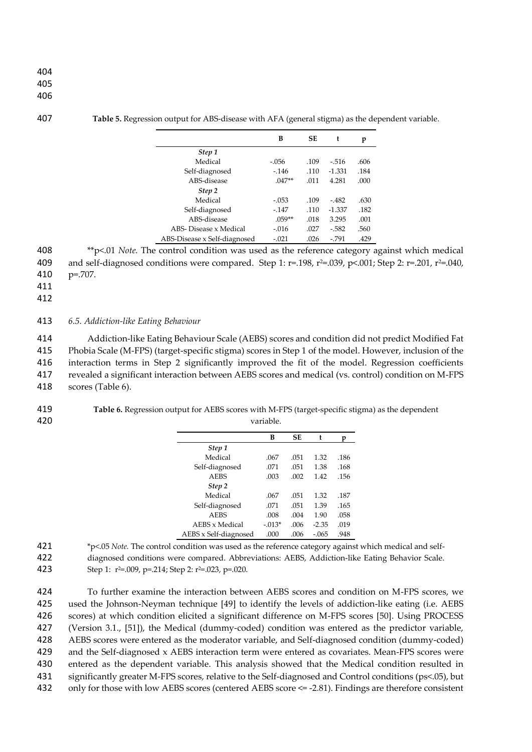**Table 5.** Regression output for ABS-disease with AFA (general stigma) as the dependent variable.

| | B | SE | t | p |
|---|---|---|---|---|
| *Step 1* | | | | |
| Medical | -.056 | .109 | -.516 | .606 |
| Self-diagnosed | -.146 | .110 | -1.331 | .184 |
| ABS-disease | .047** | .011 | 4.281 | .000 |
| *Step 2* | | | | |
| Medical | -.053 | .109 | -.482 | .630 |
| Self-diagnosed | -.147 | .110 | -1.337 | .182 |
| ABS-disease | .059** | .018 | 3.295 | .001 |
| ABS- Disease x Medical | -.016 | .027 | -.582 | .560 |
| ABS-Disease x Self-diagnosed | -.021 | .026 | -.791 | .429 |

**p<.01 *Note.* The control condition was used as the reference category against which medical and self-diagnosed conditions were compared. Step 1: r=.198, $r^2$=.039, p<.001; Step 2: r=.201, $r^2$=.040, p=.707.

### *6.5. Addiction-like Eating Behaviour*

Addiction-like Eating Behaviour Scale (AEBS) scores and condition did not predict Modified Fat Phobia Scale (M-FPS) (target-specific stigma) scores in Step 1 of the model. However, inclusion of the interaction terms in Step 2 significantly improved the fit of the model. Regression coefficients revealed a significant interaction between AEBS scores and medical (vs. control) condition on M-FPS scores (Table 6).

**Table 6.** Regression output for AEBS scores with M-FPS (target-specific stigma) as the dependent variable.

| | B | SE | t | p |
|---|---|---|---|---|
| *Step 1* | | | | |
| Medical | .067 | .051 | 1.32 | .186 |
| Self-diagnosed | .071 | .051 | 1.38 | .168 |
| AEBS | .003 | .002 | 1.42 | .156 |
| *Step 2* | | | | |
| Medical | .067 | .051 | 1.32 | .187 |
| Self-diagnosed | .071 | .051 | 1.39 | .165 |
| AEBS | .008 | .004 | 1.90 | .058 |
| AEBS x Medical | -.013* | .006 | -2.35 | .019 |
| AEBS x Self-diagnosed | .000 | .006 | -.065 | .948 |

*p<.05 *Note.* The control condition was used as the reference category against which medical and self-diagnosed conditions were compared. Abbreviations: AEBS, Addiction-like Eating Behavior Scale. Step 1: $r^2$=.009, p=.214; Step 2: $r^2$=.023, p=.020.

To further examine the interaction between AEBS scores and condition on M-FPS scores, we used the Johnson-Neyman technique [49] to identify the levels of addiction-like eating (i.e. AEBS scores) at which condition elicited a significant difference on M-FPS scores [50]. Using PROCESS (Version 3.1., [51]), the Medical (dummy-coded) condition was entered as the predictor variable, AEBS scores were entered as the moderator variable, and Self-diagnosed condition (dummy-coded) and the Self-diagnosed x AEBS interaction term were entered as covariates. Mean-FPS scores were entered as the dependent variable. This analysis showed that the Medical condition resulted in significantly greater M-FPS scores, relative to the Self-diagnosed and Control conditions (ps<.05), but only for those with low AEBS scores (centered AEBS score <= -2.81). Findings are therefore consistent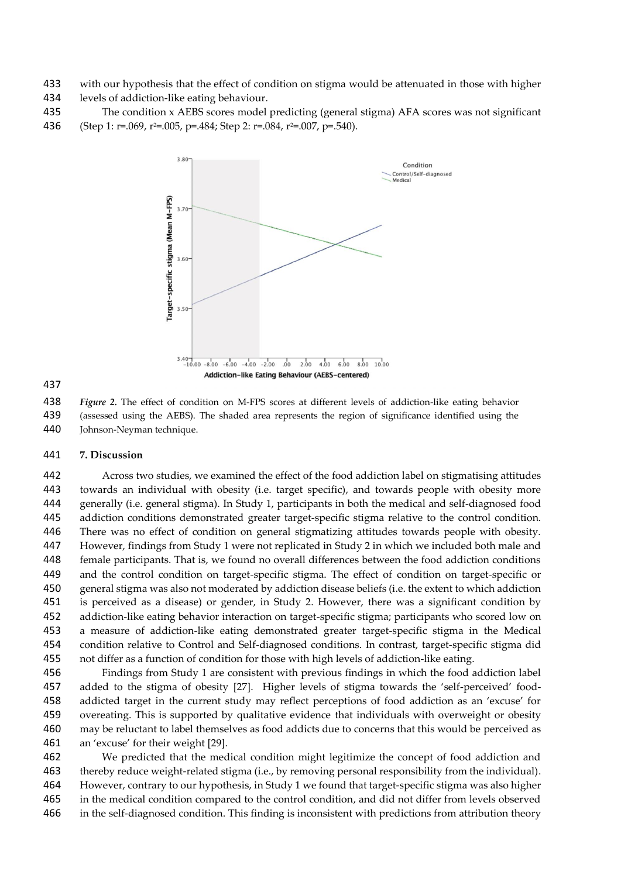with our hypothesis that the effect of condition on stigma would be attenuated in those with higher levels of addiction-like eating behaviour.

The condition x AEBS scores model predicting (general stigma) AFA scores was not significant (Step 1: $r=.069$, $r^2=.005$, $p=.484$; Step 2: $r=.084$, $r^2=.007$, $p=.540$).

***Figure 2.*** The effect of condition on M-FPS scores at different levels of addiction-like eating behavior (assessed using the AEBS). The shaded area represents the region of significance identified using the Johnson-Neyman technique.

## 7. Discussion

Across two studies, we examined the effect of the food addiction label on stigmatising attitudes towards an individual with obesity (i.e. target specific), and towards people with obesity more generally (i.e. general stigma). In Study 1, participants in both the medical and self-diagnosed food addiction conditions demonstrated greater target-specific stigma relative to the control condition. There was no effect of condition on general stigmatizing attitudes towards people with obesity. However, findings from Study 1 were not replicated in Study 2 in which we included both male and female participants. That is, we found no overall differences between the food addiction conditions and the control condition on target-specific stigma. The effect of condition on target-specific or general stigma was also not moderated by addiction disease beliefs (i.e. the extent to which addiction is perceived as a disease) or gender, in Study 2. However, there was a significant condition by addiction-like eating behavior interaction on target-specific stigma; participants who scored low on a measure of addiction-like eating demonstrated greater target-specific stigma in the Medical condition relative to Control and Self-diagnosed conditions. In contrast, target-specific stigma did not differ as a function of condition for those with high levels of addiction-like eating.

Findings from Study 1 are consistent with previous findings in which the food addiction label added to the stigma of obesity [27]. Higher levels of stigma towards the 'self-perceived' food-addicted target in the current study may reflect perceptions of food addiction as an 'excuse' for overeating. This is supported by qualitative evidence that individuals with overweight or obesity may be reluctant to label themselves as food addicts due to concerns that this would be perceived as an 'excuse' for their weight [29].

We predicted that the medical condition might legitimize the concept of food addiction and thereby reduce weight-related stigma (i.e., by removing personal responsibility from the individual). However, contrary to our hypothesis, in Study 1 we found that target-specific stigma was also higher in the medical condition compared to the control condition, and did not differ from levels observed in the self-diagnosed condition. This finding is inconsistent with predictions from attribution theory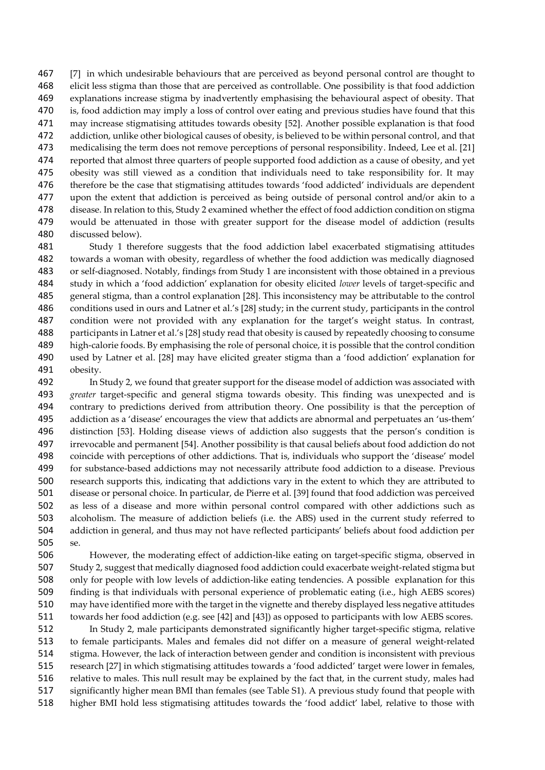[7] in which undesirable behaviours that are perceived as beyond personal control are thought to elicit less stigma than those that are perceived as controllable. One possibility is that food addiction explanations increase stigma by inadvertently emphasising the behavioural aspect of obesity. That is, food addiction may imply a loss of control over eating and previous studies have found that this may increase stigmatising attitudes towards obesity [52]. Another possible explanation is that food addiction, unlike other biological causes of obesity, is believed to be within personal control, and that medicalising the term does not remove perceptions of personal responsibility. Indeed, Lee et al. [21] reported that almost three quarters of people supported food addiction as a cause of obesity, and yet obesity was still viewed as a condition that individuals need to take responsibility for. It may therefore be the case that stigmatising attitudes towards 'food addicted' individuals are dependent upon the extent that addiction is perceived as being outside of personal control and/or akin to a disease. In relation to this, Study 2 examined whether the effect of food addiction condition on stigma would be attenuated in those with greater support for the disease model of addiction (results discussed below).

Study 1 therefore suggests that the food addiction label exacerbated stigmatising attitudes towards a woman with obesity, regardless of whether the food addiction was medically diagnosed or self-diagnosed. Notably, findings from Study 1 are inconsistent with those obtained in a previous study in which a 'food addiction' explanation for obesity elicited *lower* levels of target-specific and general stigma, than a control explanation [28]. This inconsistency may be attributable to the control conditions used in ours and Latner et al.'s [28] study; in the current study, participants in the control condition were not provided with any explanation for the target's weight status. In contrast, participants in Latner et al.'s [28] study read that obesity is caused by repeatedly choosing to consume high-calorie foods. By emphasising the role of personal choice, it is possible that the control condition used by Latner et al. [28] may have elicited greater stigma than a 'food addiction' explanation for obesity.

In Study 2, we found that greater support for the disease model of addiction was associated with *greater* target-specific and general stigma towards obesity. This finding was unexpected and is contrary to predictions derived from attribution theory. One possibility is that the perception of addiction as a 'disease' encourages the view that addicts are abnormal and perpetuates an 'us-them' distinction [53]. Holding disease views of addiction also suggests that the person's condition is irrevocable and permanent [54]. Another possibility is that causal beliefs about food addiction do not coincide with perceptions of other addictions. That is, individuals who support the 'disease' model for substance-based addictions may not necessarily attribute food addiction to a disease. Previous research supports this, indicating that addictions vary in the extent to which they are attributed to disease or personal choice. In particular, de Pierre et al. [39] found that food addiction was perceived as less of a disease and more within personal control compared with other addictions such as alcoholism. The measure of addiction beliefs (i.e. the ABS) used in the current study referred to addiction in general, and thus may not have reflected participants' beliefs about food addiction per se.

However, the moderating effect of addiction-like eating on target-specific stigma, observed in Study 2, suggest that medically diagnosed food addiction could exacerbate weight-related stigma but only for people with low levels of addiction-like eating tendencies. A possible explanation for this finding is that individuals with personal experience of problematic eating (i.e., high AEBS scores) may have identified more with the target in the vignette and thereby displayed less negative attitudes towards her food addiction (e.g. see [42] and [43]) as opposed to participants with low AEBS scores.

In Study 2, male participants demonstrated significantly higher target-specific stigma, relative to female participants. Males and females did not differ on a measure of general weight-related stigma. However, the lack of interaction between gender and condition is inconsistent with previous research [27] in which stigmatising attitudes towards a 'food addicted' target were lower in females, relative to males. This null result may be explained by the fact that, in the current study, males had significantly higher mean BMI than females (see Table S1). A previous study found that people with higher BMI hold less stigmatising attitudes towards the 'food addict' label, relative to those with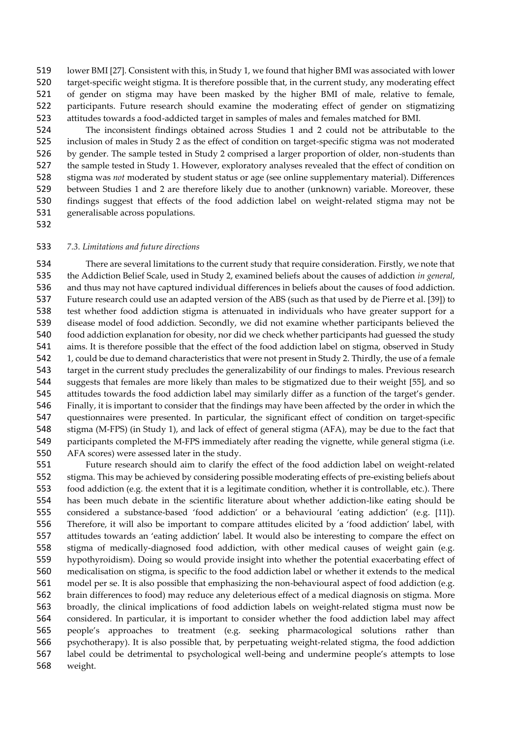lower BMI [27]. Consistent with this, in Study 1, we found that higher BMI was associated with lower target-specific weight stigma. It is therefore possible that, in the current study, any moderating effect of gender on stigma may have been masked by the higher BMI of male, relative to female, participants. Future research should examine the moderating effect of gender on stigmatizing attitudes towards a food-addicted target in samples of males and females matched for BMI.

The inconsistent findings obtained across Studies 1 and 2 could not be attributable to the inclusion of males in Study 2 as the effect of condition on target-specific stigma was not moderated by gender. The sample tested in Study 2 comprised a larger proportion of older, non-students than the sample tested in Study 1. However, exploratory analyses revealed that the effect of condition on stigma was *not* moderated by student status or age (see online supplementary material). Differences between Studies 1 and 2 are therefore likely due to another (unknown) variable. Moreover, these findings suggest that effects of the food addiction label on weight-related stigma may not be generalisable across populations.

### *7.3. Limitations and future directions*

There are several limitations to the current study that require consideration. Firstly, we note that the Addiction Belief Scale, used in Study 2, examined beliefs about the causes of addiction *in general*, and thus may not have captured individual differences in beliefs about the causes of food addiction. Future research could use an adapted version of the ABS (such as that used by de Pierre et al. [39]) to test whether food addiction stigma is attenuated in individuals who have greater support for a disease model of food addiction. Secondly, we did not examine whether participants believed the food addiction explanation for obesity, nor did we check whether participants had guessed the study aims. It is therefore possible that the effect of the food addiction label on stigma, observed in Study 1, could be due to demand characteristics that were not present in Study 2. Thirdly, the use of a female target in the current study precludes the generalizability of our findings to males. Previous research suggests that females are more likely than males to be stigmatized due to their weight [55], and so attitudes towards the food addiction label may similarly differ as a function of the target's gender. Finally, it is important to consider that the findings may have been affected by the order in which the questionnaires were presented. In particular, the significant effect of condition on target-specific stigma (M-FPS) (in Study 1), and lack of effect of general stigma (AFA), may be due to the fact that participants completed the M-FPS immediately after reading the vignette, while general stigma (i.e. AFA scores) were assessed later in the study.

Future research should aim to clarify the effect of the food addiction label on weight-related stigma. This may be achieved by considering possible moderating effects of pre-existing beliefs about food addiction (e.g. the extent that it is a legitimate condition, whether it is controllable, etc.). There has been much debate in the scientific literature about whether addiction-like eating should be considered a substance-based 'food addiction' or a behavioural 'eating addiction' (e.g. [11]). Therefore, it will also be important to compare attitudes elicited by a 'food addiction' label, with attitudes towards an 'eating addiction' label. It would also be interesting to compare the effect on stigma of medically-diagnosed food addiction, with other medical causes of weight gain (e.g. hypothyroidism). Doing so would provide insight into whether the potential exacerbating effect of medicalisation on stigma, is specific to the food addiction label or whether it extends to the medical model per se. It is also possible that emphasizing the non-behavioural aspect of food addiction (e.g. brain differences to food) may reduce any deleterious effect of a medical diagnosis on stigma. More broadly, the clinical implications of food addiction labels on weight-related stigma must now be considered. In particular, it is important to consider whether the food addiction label may affect people's approaches to treatment (e.g. seeking pharmacological solutions rather than psychotherapy). It is also possible that, by perpetuating weight-related stigma, the food addiction label could be detrimental to psychological well-being and undermine people's attempts to lose weight.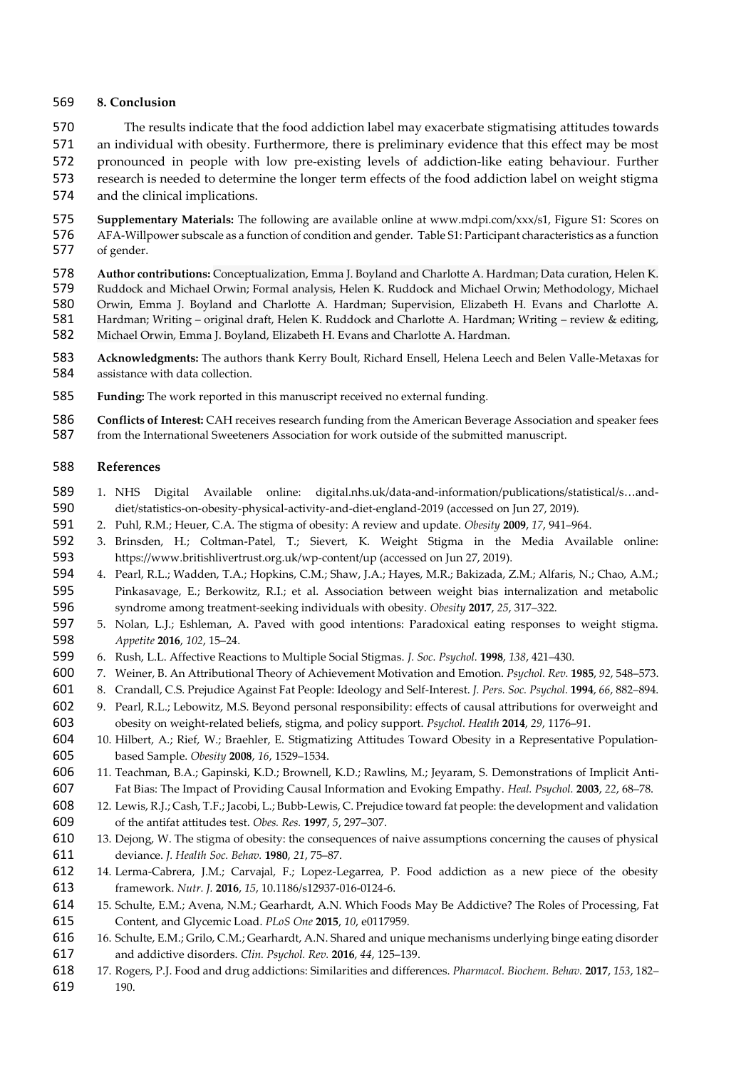## 8. Conclusion

The results indicate that the food addiction label may exacerbate stigmatising attitudes towards an individual with obesity. Furthermore, there is preliminary evidence that this effect may be most pronounced in people with low pre-existing levels of addiction-like eating behaviour. Further research is needed to determine the longer term effects of the food addiction label on weight stigma and the clinical implications.

**Supplementary Materials:** The following are available online at www.mdpi.com/xxx/s1, Figure S1: Scores on AFA-Willpower subscale as a function of condition and gender. Table S1: Participant characteristics as a function of gender.

**Author contributions:** Conceptualization, Emma J. Boyland and Charlotte A. Hardman; Data curation, Helen K. Ruddock and Michael Orwin; Formal analysis, Helen K. Ruddock and Michael Orwin; Methodology, Michael Orwin, Emma J. Boyland and Charlotte A. Hardman; Supervision, Elizabeth H. Evans and Charlotte A. Hardman; Writing – original draft, Helen K. Ruddock and Charlotte A. Hardman; Writing – review & editing, Michael Orwin, Emma J. Boyland, Elizabeth H. Evans and Charlotte A. Hardman.

**Acknowledgments:** The authors thank Kerry Boult, Richard Ensell, Helena Leech and Belen Valle-Metaxas for assistance with data collection.

**Funding:** The work reported in this manuscript received no external funding.

**Conflicts of Interest:** CAH receives research funding from the American Beverage Association and speaker fees from the International Sweeteners Association for work outside of the submitted manuscript.

## References

1. NHS Digital Available online: digital.nhs.uk/data-and-information/publications/statistical/s…and-diet/statistics-on-obesity-physical-activity-and-diet-england-2019 (accessed on Jun 27, 2019).
2. Puhl, R.M.; Heuer, C.A. The stigma of obesity: A review and update. *Obesity* **2009**, *17*, 941–964.
3. Brinsden, H.; Coltman-Patel, T.; Sievert, K. Weight Stigma in the Media Available online: https://www.britishlivertrust.org.uk/wp-content/up (accessed on Jun 27, 2019).
4. Pearl, R.L.; Wadden, T.A.; Hopkins, C.M.; Shaw, J.A.; Hayes, M.R.; Bakizada, Z.M.; Alfaris, N.; Chao, A.M.; Pinkasavage, E.; Berkowitz, R.I.; et al. Association between weight bias internalization and metabolic syndrome among treatment-seeking individuals with obesity. *Obesity* **2017**, *25*, 317–322.
5. Nolan, L.J.; Eshleman, A. Paved with good intentions: Paradoxical eating responses to weight stigma. *Appetite* **2016**, *102*, 15–24.
6. Rush, L.L. Affective Reactions to Multiple Social Stigmas. *J. Soc. Psychol.* **1998**, *138*, 421–430.
7. Weiner, B. An Attributional Theory of Achievement Motivation and Emotion. *Psychol. Rev.* **1985**, *92*, 548–573.
8. Crandall, C.S. Prejudice Against Fat People: Ideology and Self-Interest. *J. Pers. Soc. Psychol.* **1994**, *66*, 882–894.
9. Pearl, R.L.; Lebowitz, M.S. Beyond personal responsibility: effects of causal attributions for overweight and obesity on weight-related beliefs, stigma, and policy support. *Psychol. Health* **2014**, *29*, 1176–91.
10. Hilbert, A.; Rief, W.; Braehler, E. Stigmatizing Attitudes Toward Obesity in a Representative Population-based Sample. *Obesity* **2008**, *16*, 1529–1534.
11. Teachman, B.A.; Gapinski, K.D.; Brownell, K.D.; Rawlins, M.; Jeyaram, S. Demonstrations of Implicit Anti-Fat Bias: The Impact of Providing Causal Information and Evoking Empathy. *Heal. Psychol.* **2003**, *22*, 68–78.
12. Lewis, R.J.; Cash, T.F.; Jacobi, L.; Bubb-Lewis, C. Prejudice toward fat people: the development and validation of the antifat attitudes test. *Obes. Res.* **1997**, *5*, 297–307.
13. Dejong, W. The stigma of obesity: the consequences of naive assumptions concerning the causes of physical deviance. *J. Health Soc. Behav.* **1980**, *21*, 75–87.
14. Lerma-Cabrera, J.M.; Carvajal, F.; Lopez-Legarrea, P. Food addiction as a new piece of the obesity framework. *Nutr. J.* **2016**, *15*, 10.1186/s12937-016-0124-6.
15. Schulte, E.M.; Avena, N.M.; Gearhardt, A.N. Which Foods May Be Addictive? The Roles of Processing, Fat Content, and Glycemic Load. *PLoS One* **2015**, *10*, e0117959.
16. Schulte, E.M.; Grilo, C.M.; Gearhardt, A.N. Shared and unique mechanisms underlying binge eating disorder and addictive disorders. *Clin. Psychol. Rev.* **2016**, *44*, 125–139.
17. Rogers, P.J. Food and drug addictions: Similarities and differences. *Pharmacol. Biochem. Behav.* **2017**, *153*, 182–190.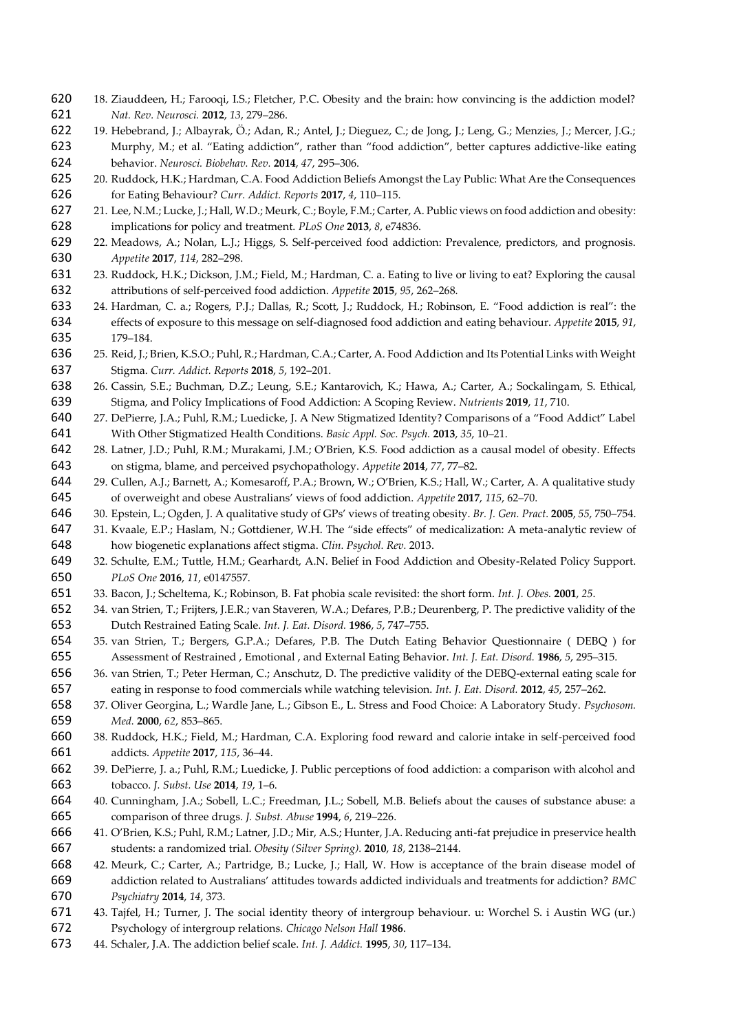18. Ziauddeen, H.; Farooqi, I.S.; Fletcher, P.C. Obesity and the brain: how convincing is the addiction model? *Nat. Rev. Neurosci.* **2012**, *13*, 279–286.
19. Hebebrand, J.; Albayrak, Ö.; Adan, R.; Antel, J.; Dieguez, C.; de Jong, J.; Leng, G.; Menzies, J.; Mercer, J.G.; Murphy, M.; et al. "Eating addiction", rather than "food addiction", better captures addictive-like eating behavior. *Neurosci. Biobehav. Rev.* **2014**, *47*, 295–306.
20. Ruddock, H.K.; Hardman, C.A. Food Addiction Beliefs Amongst the Lay Public: What Are the Consequences for Eating Behaviour? *Curr. Addict. Reports* **2017**, *4*, 110–115.
21. Lee, N.M.; Lucke, J.; Hall, W.D.; Meurk, C.; Boyle, F.M.; Carter, A. Public views on food addiction and obesity: implications for policy and treatment. *PLoS One* **2013**, *8*, e74836.
22. Meadows, A.; Nolan, L.J.; Higgs, S. Self-perceived food addiction: Prevalence, predictors, and prognosis. *Appetite* **2017**, *114*, 282–298.
23. Ruddock, H.K.; Dickson, J.M.; Field, M.; Hardman, C. a. Eating to live or living to eat? Exploring the causal attributions of self-perceived food addiction. *Appetite* **2015**, *95*, 262–268.
24. Hardman, C. a.; Rogers, P.J.; Dallas, R.; Scott, J.; Ruddock, H.; Robinson, E. "Food addiction is real": the effects of exposure to this message on self-diagnosed food addiction and eating behaviour. *Appetite* **2015**, *91*, 179–184.
25. Reid, J.; Brien, K.S.O.; Puhl, R.; Hardman, C.A.; Carter, A. Food Addiction and Its Potential Links with Weight Stigma. *Curr. Addict. Reports* **2018**, *5*, 192–201.
26. Cassin, S.E.; Buchman, D.Z.; Leung, S.E.; Kantarovich, K.; Hawa, A.; Carter, A.; Sockalingam, S. Ethical, Stigma, and Policy Implications of Food Addiction: A Scoping Review. *Nutrients* **2019**, *11*, 710.
27. DePierre, J.A.; Puhl, R.M.; Luedicke, J. A New Stigmatized Identity? Comparisons of a "Food Addict" Label With Other Stigmatized Health Conditions. *Basic Appl. Soc. Psych.* **2013**, *35*, 10–21.
28. Latner, J.D.; Puhl, R.M.; Murakami, J.M.; O'Brien, K.S. Food addiction as a causal model of obesity. Effects on stigma, blame, and perceived psychopathology. *Appetite* **2014**, *77*, 77–82.
29. Cullen, A.J.; Barnett, A.; Komesaroff, P.A.; Brown, W.; O'Brien, K.S.; Hall, W.; Carter, A. A qualitative study of overweight and obese Australians' views of food addiction. *Appetite* **2017**, *115*, 62–70.
30. Epstein, L.; Ogden, J. A qualitative study of GPs' views of treating obesity. *Br. J. Gen. Pract.* **2005**, *55*, 750–754.
31. Kvaale, E.P.; Haslam, N.; Gottdiener, W.H. The "side effects" of medicalization: A meta-analytic review of how biogenetic explanations affect stigma. *Clin. Psychol. Rev.* 2013.
32. Schulte, E.M.; Tuttle, H.M.; Gearhardt, A.N. Belief in Food Addiction and Obesity-Related Policy Support. *PLoS One* **2016**, *11*, e0147557.
33. Bacon, J.; Scheltema, K.; Robinson, B. Fat phobia scale revisited: the short form. *Int. J. Obes.* **2001**, *25*.
34. van Strien, T.; Frijters, J.E.R.; van Staveren, W.A.; Defares, P.B.; Deurenberg, P. The predictive validity of the Dutch Restrained Eating Scale. *Int. J. Eat. Disord.* **1986**, *5*, 747–755.
35. van Strien, T.; Bergers, G.P.A.; Defares, P.B. The Dutch Eating Behavior Questionnaire ( DEBQ ) for Assessment of Restrained , Emotional , and External Eating Behavior. *Int. J. Eat. Disord.* **1986**, *5*, 295–315.
36. van Strien, T.; Peter Herman, C.; Anschutz, D. The predictive validity of the DEBQ-external eating scale for eating in response to food commercials while watching television. *Int. J. Eat. Disord.* **2012**, *45*, 257–262.
37. Oliver Georgina, L.; Wardle Jane, L.; Gibson E., L. Stress and Food Choice: A Laboratory Study. *Psychosom. Med.* **2000**, *62*, 853–865.
38. Ruddock, H.K.; Field, M.; Hardman, C.A. Exploring food reward and calorie intake in self-perceived food addicts. *Appetite* **2017**, *115*, 36–44.
39. DePierre, J. a.; Puhl, R.M.; Luedicke, J. Public perceptions of food addiction: a comparison with alcohol and tobacco. *J. Subst. Use* **2014**, *19*, 1–6.
40. Cunningham, J.A.; Sobell, L.C.; Freedman, J.L.; Sobell, M.B. Beliefs about the causes of substance abuse: a comparison of three drugs. *J. Subst. Abuse* **1994**, *6*, 219–226.
41. O'Brien, K.S.; Puhl, R.M.; Latner, J.D.; Mir, A.S.; Hunter, J.A. Reducing anti-fat prejudice in preservice health students: a randomized trial. *Obesity (Silver Spring).* **2010**, *18*, 2138–2144.
42. Meurk, C.; Carter, A.; Partridge, B.; Lucke, J.; Hall, W. How is acceptance of the brain disease model of addiction related to Australians' attitudes towards addicted individuals and treatments for addiction? *BMC Psychiatry* **2014**, *14*, 373.
43. Tajfel, H.; Turner, J. The social identity theory of intergroup behaviour. u: Worchel S. i Austin WG (ur.) Psychology of intergroup relations. *Chicago Nelson Hall* **1986**.
44. Schaler, J.A. The addiction belief scale. *Int. J. Addict.* **1995**, *30*, 117–134.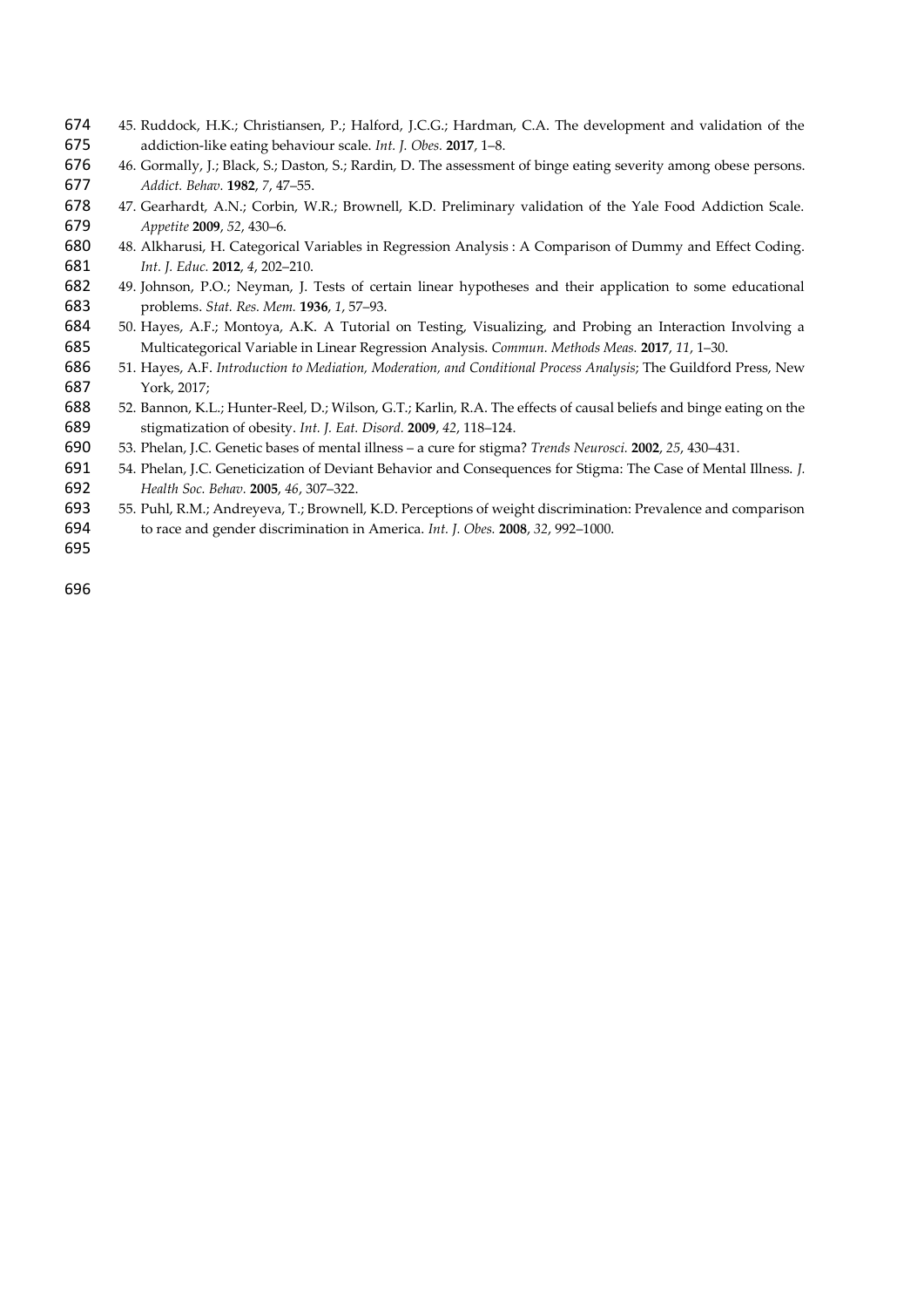45. Ruddock, H.K.; Christiansen, P.; Halford, J.C.G.; Hardman, C.A. The development and validation of the addiction-like eating behaviour scale. *Int. J. Obes.* **2017**, 1–8.
46. Gormally, J.; Black, S.; Daston, S.; Rardin, D. The assessment of binge eating severity among obese persons. *Addict. Behav.* **1982**, *7*, 47–55.
47. Gearhardt, A.N.; Corbin, W.R.; Brownell, K.D. Preliminary validation of the Yale Food Addiction Scale. *Appetite* **2009**, *52*, 430–6.
48. Alkharusi, H. Categorical Variables in Regression Analysis : A Comparison of Dummy and Effect Coding. *Int. J. Educ.* **2012**, *4*, 202–210.
49. Johnson, P.O.; Neyman, J. Tests of certain linear hypotheses and their application to some educational problems. *Stat. Res. Mem.* **1936**, *1*, 57–93.
50. Hayes, A.F.; Montoya, A.K. A Tutorial on Testing, Visualizing, and Probing an Interaction Involving a Multicategorical Variable in Linear Regression Analysis. *Commun. Methods Meas.* **2017**, *11*, 1–30.
51. Hayes, A.F. *Introduction to Mediation, Moderation, and Conditional Process Analysis*; The Guildford Press, New York, 2017;
52. Bannon, K.L.; Hunter-Reel, D.; Wilson, G.T.; Karlin, R.A. The effects of causal beliefs and binge eating on the stigmatization of obesity. *Int. J. Eat. Disord.* **2009**, *42*, 118–124.
53. Phelan, J.C. Genetic bases of mental illness – a cure for stigma? *Trends Neurosci.* **2002**, *25*, 430–431.
54. Phelan, J.C. Geneticization of Deviant Behavior and Consequences for Stigma: The Case of Mental Illness. *J. Health Soc. Behav.* **2005**, *46*, 307–322.
55. Puhl, R.M.; Andreyeva, T.; Brownell, K.D. Perceptions of weight discrimination: Prevalence and comparison to race and gender discrimination in America. *Int. J. Obes.* **2008**, *32*, 992–1000.